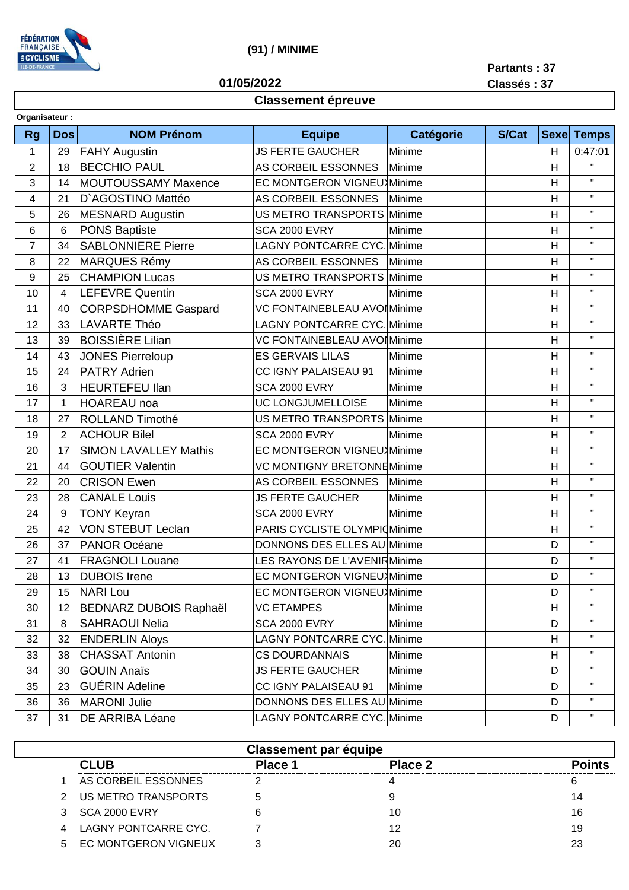**(91) / MINIME**

**01/05/2022**

**Partants : 37**
**Classés : 37**

## Classement épreuve

**Organisateur :**

| Rg | Dos | NOM Prénom | Equipe | Catégorie | S/Cat | Sexe | Temps |
|---|---|---|---|---|---|---|---|
| 1 | 29 | FAHY Augustin | JS FERTE GAUCHER | Minime | | H | 0:47:01 |
| 2 | 18 | BECCHIO PAUL | AS CORBEIL ESSONNES | Minime | | H | " |
| 3 | 14 | MOUTOUSSAMY Maxence | EC MONTGERON VIGNEUX | Minime | | H | " |
| 4 | 21 | D`AGOSTINO Mattéo | AS CORBEIL ESSONNES | Minime | | H | " |
| 5 | 26 | MESNARD Augustin | US METRO TRANSPORTS | Minime | | H | " |
| 6 | 6 | PONS Baptiste | SCA 2000 EVRY | Minime | | H | " |
| 7 | 34 | SABLONNIERE Pierre | LAGNY PONTCARRE CYC. | Minime | | H | " |
| 8 | 22 | MARQUES Rémy | AS CORBEIL ESSONNES | Minime | | H | " |
| 9 | 25 | CHAMPION Lucas | US METRO TRANSPORTS | Minime | | H | " |
| 10 | 4 | LEFEVRE Quentin | SCA 2000 EVRY | Minime | | H | " |
| 11 | 40 | CORPSDHOMME Gaspard | VC FONTAINEBLEAU AVON | Minime | | H | " |
| 12 | 33 | LAVARTE Théo | LAGNY PONTCARRE CYC. | Minime | | H | " |
| 13 | 39 | BOISSIÈRE Lilian | VC FONTAINEBLEAU AVON | Minime | | H | " |
| 14 | 43 | JONES Pierreloup | ES GERVAIS LILAS | Minime | | H | " |
| 15 | 24 | PATRY Adrien | CC IGNY PALAISEAU 91 | Minime | | H | " |
| 16 | 3 | HEURTEFEU Ilan | SCA 2000 EVRY | Minime | | H | " |
| 17 | 1 | HOAREAU noa | UC LONGJUMELLOISE | Minime | | H | " |
| 18 | 27 | ROLLAND Timothé | US METRO TRANSPORTS | Minime | | H | " |
| 19 | 2 | ACHOUR Bilel | SCA 2000 EVRY | Minime | | H | " |
| 20 | 17 | SIMON LAVALLEY Mathis | EC MONTGERON VIGNEUX | Minime | | H | " |
| 21 | 44 | GOUTIER Valentin | VC MONTIGNY BRETONNE | Minime | | H | " |
| 22 | 20 | CRISON Ewen | AS CORBEIL ESSONNES | Minime | | H | " |
| 23 | 28 | CANALE Louis | JS FERTE GAUCHER | Minime | | H | " |
| 24 | 9 | TONY Keyran | SCA 2000 EVRY | Minime | | H | " |
| 25 | 42 | VON STEBUT Leclan | PARIS CYCLISTE OLYMPIQ | Minime | | H | " |
| 26 | 37 | PANOR Océane | DONNONS DES ELLES AU | Minime | | D | " |
| 27 | 41 | FRAGNOLI Louane | LES RAYONS DE L'AVENIR | Minime | | D | " |
| 28 | 13 | DUBOIS Irene | EC MONTGERON VIGNEUX | Minime | | D | " |
| 29 | 15 | NARI Lou | EC MONTGERON VIGNEUX | Minime | | D | " |
| 30 | 12 | BEDNARZ DUBOIS Raphaël | VC ETAMPES | Minime | | H | " |
| 31 | 8 | SAHRAOUI Nelia | SCA 2000 EVRY | Minime | | D | " |
| 32 | 32 | ENDERLIN Aloys | LAGNY PONTCARRE CYC. | Minime | | H | " |
| 33 | 38 | CHASSAT Antonin | CS DOURDANNAIS | Minime | | H | " |
| 34 | 30 | GOUIN Anaïs | JS FERTE GAUCHER | Minime | | D | " |
| 35 | 23 | GUÉRIN Adeline | CC IGNY PALAISEAU 91 | Minime | | D | " |
| 36 | 36 | MARONI Julie | DONNONS DES ELLES AU | Minime | | D | " |
| 37 | 31 | DE ARRIBA Léane | LAGNY PONTCARRE CYC. | Minime | | D | " |

## Classement par équipe

| | CLUB | Place 1 | Place 2 | Points |
|---|---|---|---|---|
| 1 | AS CORBEIL ESSONNES | 2 | 4 | 6 |
| 2 | US METRO TRANSPORTS | 5 | 9 | 14 |
| 3 | SCA 2000 EVRY | 6 | 10 | 16 |
| 4 | LAGNY PONTCARRE CYC. | 7 | 12 | 19 |
| 5 | EC MONTGERON VIGNEUX | 3 | 20 | 23 |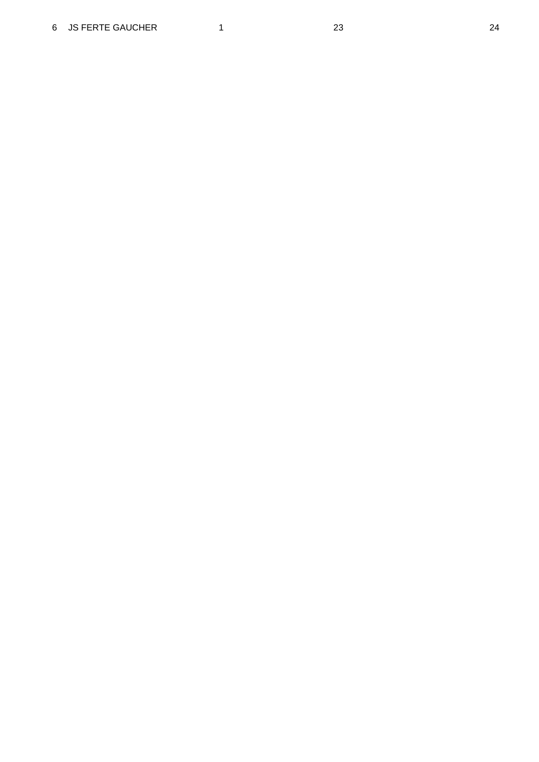| | | | | |
|---|---|---|---|---|
| 6 | JS FERTE GAUCHER | 1 | 23 | 24 |